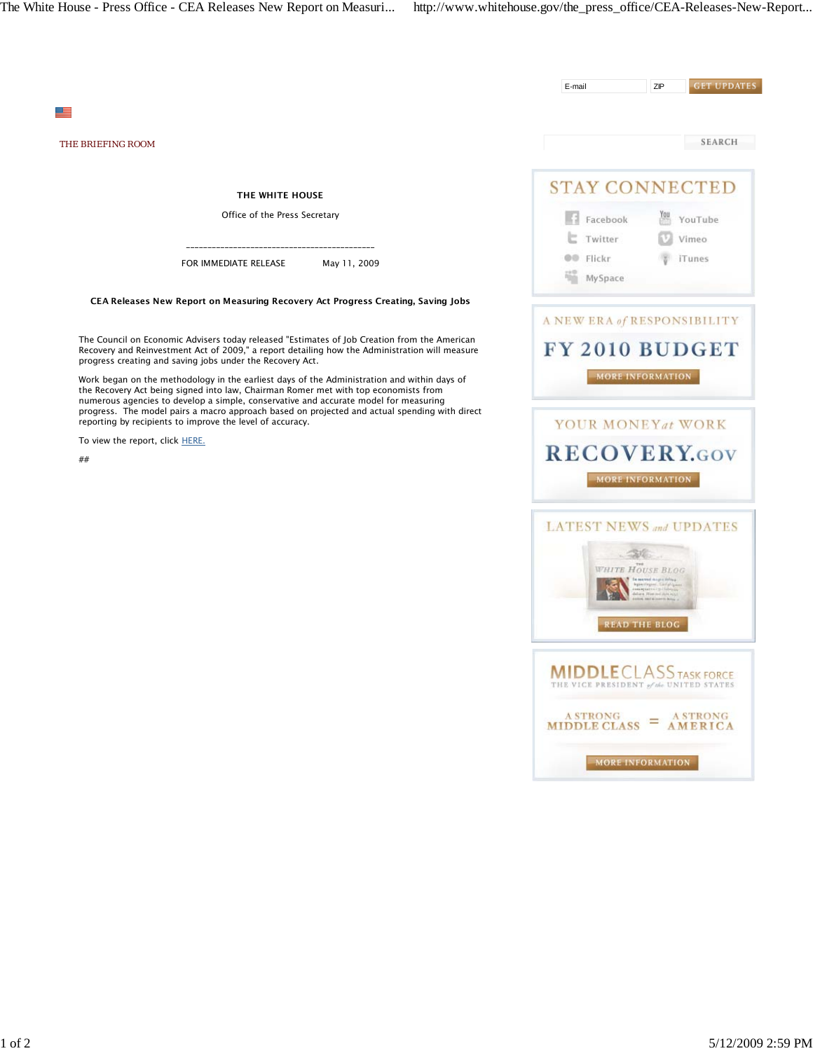THE BRIEFING ROOM

**THE WHITE HOUSE**

Office of the Press Secretary

---

FOR IMMEDIATE RELEASE May 11, 2009

**CEA Releases New Report on Measuring Recovery Act Progress Creating, Saving Jobs**

The Council on Economic Advisers today released "Estimates of Job Creation from the American Recovery and Reinvestment Act of 2009," a report detailing how the Administration will measure progress creating and saving jobs under the Recovery Act.

Work began on the methodology in the earliest days of the Administration and within days of the Recovery Act being signed into law, Chairman Romer met with top economists from numerous agencies to develop a simple, conservative and accurate model for measuring progress. The model pairs a macro approach based on projected and actual spending with direct reporting by recipients to improve the level of accuracy.

To view the report, click HERE.

##

E-mail ZIP GET UPDATES

SEARCH

STAY CONNECTED

Facebook YouTube Twitter Vimeo Flickr iTunes MySpace

A NEW ERA of RESPONSIBILITY

FY 2010 BUDGET

MORE INFORMATION

YOUR MONEY at WORK

RECOVERY.GOV

MORE INFORMATION

LATEST NEWS and UPDATES

READ THE BLOG

MIDDLECLASS TASK FORCE

THE VICE PRESIDENT of the UNITED STATES

A STRONG MIDDLE CLASS = A STRONG AMERICA

MORE INFORMATION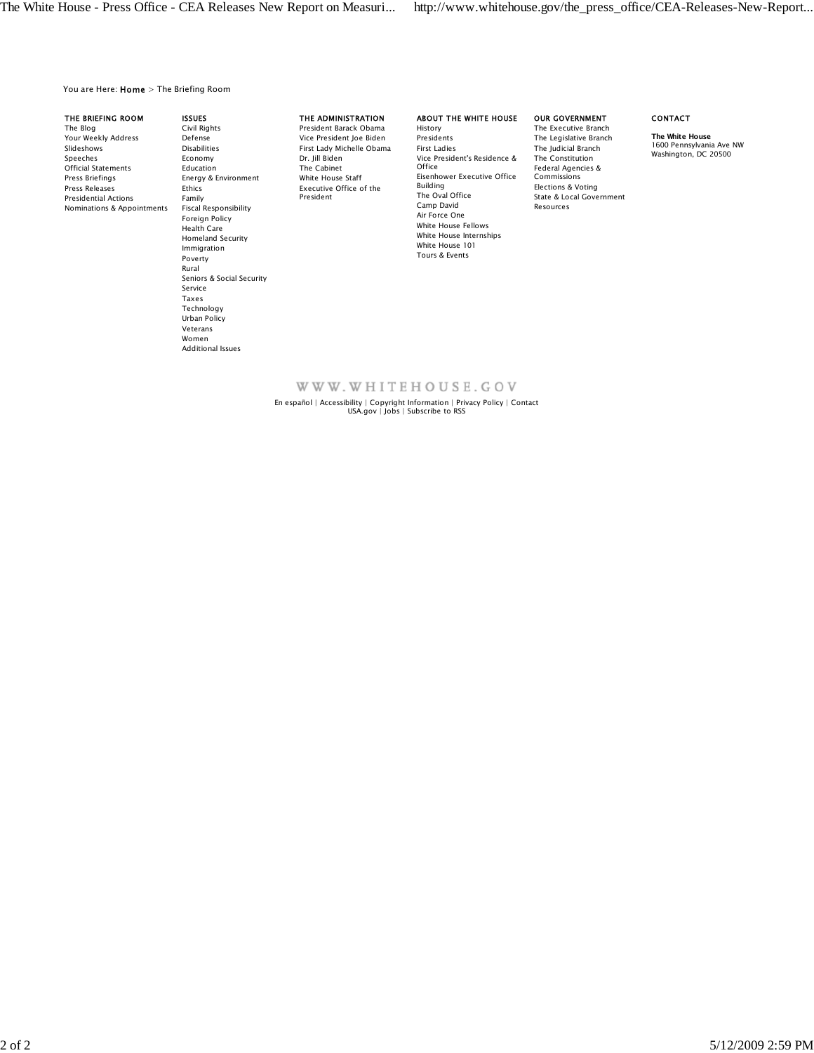You are Here: **Home** > The Briefing Room

**THE BRIEFING ROOM**
- The Blog
- Your Weekly Address
- Slideshows
- Speeches
- Official Statements
- Press Briefings
- Press Releases
- Presidential Actions
- Nominations & Appointments

**ISSUES**
- Civil Rights
- Defense
- Disabilities
- Economy
- Education
- Energy & Environment
- Ethics
- Family
- Fiscal Responsibility
- Foreign Policy
- Health Care
- Homeland Security
- Immigration
- Poverty
- Rural
- Seniors & Social Security
- Service
- Taxes
- Technology
- Urban Policy
- Veterans
- Women
- Additional Issues

**THE ADMINISTRATION**
- President Barack Obama
- Vice President Joe Biden
- First Lady Michelle Obama
- Dr. Jill Biden
- The Cabinet
- White House Staff
- Executive Office of the President

**ABOUT THE WHITE HOUSE**
- History
- Presidents
- First Ladies
- Vice President's Residence & Office
- Eisenhower Executive Office Building
- The Oval Office
- Camp David
- Air Force One
- White House Fellows
- White House Internships
- White House 101
- Tours & Events

**OUR GOVERNMENT**
- The Executive Branch
- The Legislative Branch
- The Judicial Branch
- The Constitution
- Federal Agencies & Commissions
- Elections & Voting
- State & Local Government Resources

**CONTACT**

**The White House**
1600 Pennsylvania Ave NW
Washington, DC 20500

WWW.WHITEHOUSE.GOV

En español | Accessibility | Copyright Information | Privacy Policy | Contact
USA.gov | Jobs | Subscribe to RSS